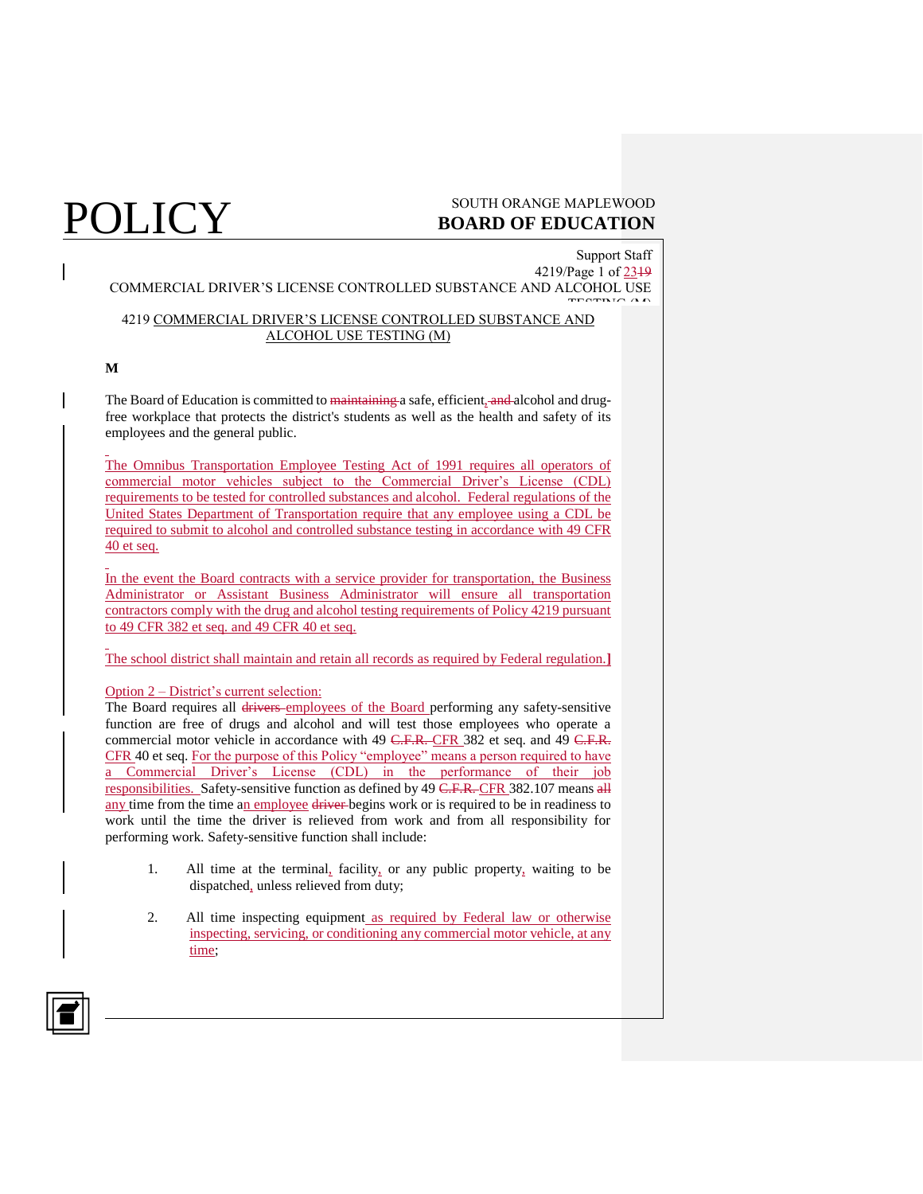POLICY

SOUTH ORANGE MAPLEWOOD
**BOARD OF EDUCATION**

Support Staff

COMMERCIAL DRIVER'S LICENSE CONTROLLED SUBSTANCE AND ALCOHOL USE TESTING (M)

## 4219 COMMERCIAL DRIVER'S LICENSE CONTROLLED SUBSTANCE AND ALCOHOL USE TESTING (M)

**M**

The Board of Education is committed to ~~maintaining~~ a safe, efficient, ~~and~~ alcohol and drug-free workplace that protects the district's students as well as the health and safety of its employees and the general public.

The Omnibus Transportation Employee Testing Act of 1991 requires all operators of commercial motor vehicles subject to the Commercial Driver's License (CDL) requirements to be tested for controlled substances and alcohol. Federal regulations of the United States Department of Transportation require that any employee using a CDL be required to submit to alcohol and controlled substance testing in accordance with 49 CFR 40 et seq.

In the event the Board contracts with a service provider for transportation, the Business Administrator or Assistant Business Administrator will ensure all transportation contractors comply with the drug and alcohol testing requirements of Policy 4219 pursuant to 49 CFR 382 et seq. and 49 CFR 40 et seq.

The school district shall maintain and retain all records as required by Federal regulation.]

Option 2 – District's current selection:

The Board requires all ~~drivers~~ employees of the Board performing any safety-sensitive function are free of drugs and alcohol and will test those employees who operate a commercial motor vehicle in accordance with 49 ~~C.F.R.~~ CFR 382 et seq. and 49 ~~C.F.R.~~ CFR 40 et seq. For the purpose of this Policy "employee" means a person required to have a Commercial Driver's License (CDL) in the performance of their job responsibilities. Safety-sensitive function as defined by 49 ~~C.F.R.~~ CFR 382.107 means ~~all~~ any time from the time an employee ~~driver~~ begins work or is required to be in readiness to work until the time the driver is relieved from work and from all responsibility for performing work. Safety-sensitive function shall include:

1. All time at the terminal, facility, or any public property, waiting to be dispatched, unless relieved from duty;

2. All time inspecting equipment as required by Federal law or otherwise inspecting, servicing, or conditioning any commercial motor vehicle, at any time;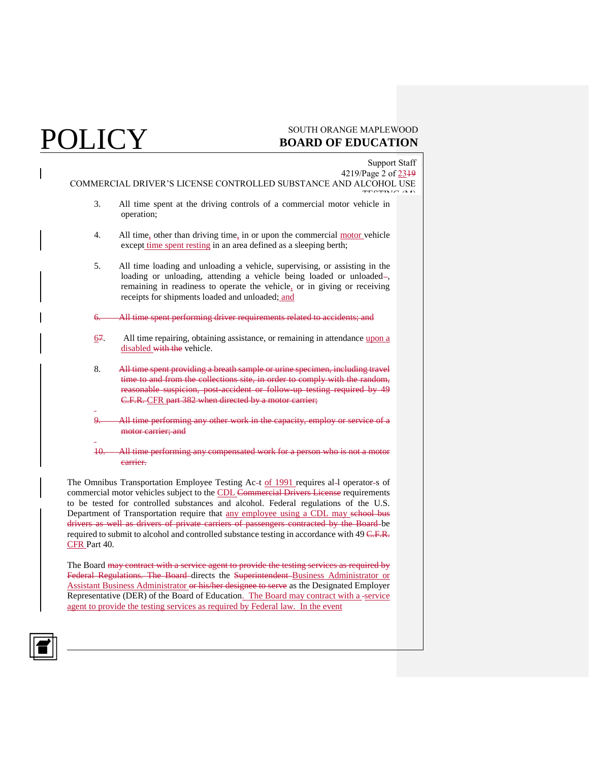3. All time spent at the driving controls of a commercial motor vehicle in operation;

4. All time, other than driving time, in or upon the commercial motor vehicle except time spent resting in an area defined as a sleeping berth;

5. All time loading and unloading a vehicle, supervising, or assisting in the loading or unloading, attending a vehicle being loaded or unloaded~~–~~, remaining in readiness to operate the vehicle, or in giving or receiving receipts for shipments loaded and unloaded; and

~~6. All time spent performing driver requirements related to accidents; and~~

6~~7~~. All time repairing, obtaining assistance, or remaining in attendance upon a disabled ~~with the~~ vehicle.

~~8. All time spent providing a breath sample or urine specimen, including travel time to and from the collections site, in order to comply with the random, reasonable suspicion, post-accident or follow-up testing required by 49 C.F.R.~~ CFR ~~part 382 when directed by a motor carrier;~~

~~9. All time performing any other work in the capacity, employ or service of a motor carrier; and~~

~~10. All time performing any compensated work for a person who is not a motor carrier.~~

The Omnibus Transportation Employee Testing Ac~~-~~t of 1991 requires al~~-~~l operator~~-~~s of commercial motor vehicles subject to the CDL ~~Commercial Drivers License~~ requirements to be tested for controlled substances and alcohol. Federal regulations of the U.S. Department of Transportation require that any employee using a CDL may ~~school bus drivers as well as drivers of private carriers of passengers contracted by the Board~~ be required to submit to alcohol and controlled substance testing in accordance with 49 ~~C.F.R.~~ CFR Part 40.

The Board ~~may contract with a service agent to provide the testing services as required by Federal Regulations. The Board~~ directs the ~~Superintendent~~ Business Administrator or Assistant Business Administrator ~~or his/her designee to serve~~ as the Designated Employer Representative (DER) of the Board of Education. The Board may contract with a service agent to provide the testing services as required by Federal law. In the event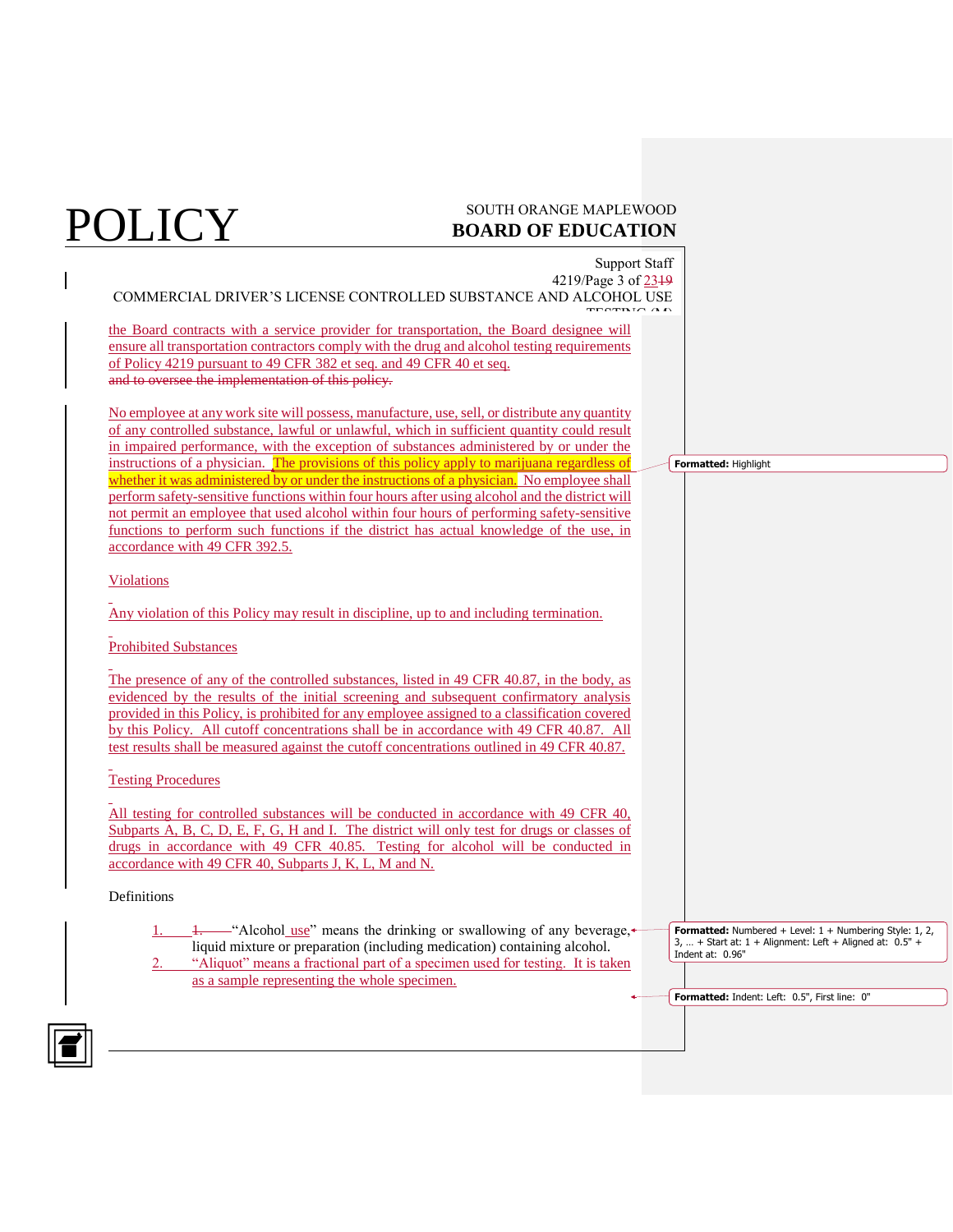the Board contracts with a service provider for transportation, the Board designee will ensure all transportation contractors comply with the drug and alcohol testing requirements of Policy 4219 pursuant to 49 CFR 382 et seq. and 49 CFR 40 et seq.
~~and to oversee the implementation of this policy.~~

No employee at any work site will possess, manufacture, use, sell, or distribute any quantity of any controlled substance, lawful or unlawful, which in sufficient quantity could result in impaired performance, with the exception of substances administered by or under the instructions of a physician. The provisions of this policy apply to marijuana regardless of whether it was administered by or under the instructions of a physician. No employee shall perform safety-sensitive functions within four hours after using alcohol and the district will not permit an employee that used alcohol within four hours of performing safety-sensitive functions to perform such functions if the district has actual knowledge of the use, in accordance with 49 CFR 392.5.

Violations

Any violation of this Policy may result in discipline, up to and including termination.

Prohibited Substances

The presence of any of the controlled substances, listed in 49 CFR 40.87, in the body, as evidenced by the results of the initial screening and subsequent confirmatory analysis provided in this Policy, is prohibited for any employee assigned to a classification covered by this Policy. All cutoff concentrations shall be in accordance with 49 CFR 40.87. All test results shall be measured against the cutoff concentrations outlined in 49 CFR 40.87.

Testing Procedures

All testing for controlled substances will be conducted in accordance with 49 CFR 40, Subparts A, B, C, D, E, F, G, H and I. The district will only test for drugs or classes of drugs in accordance with 49 CFR 40.85. Testing for alcohol will be conducted in accordance with 49 CFR 40, Subparts J, K, L, M and N.

Definitions

1. "Alcohol use" means the drinking or swallowing of any beverage, liquid mixture or preparation (including medication) containing alcohol.
2. "Aliquot" means a fractional part of a specimen used for testing. It is taken as a sample representing the whole specimen.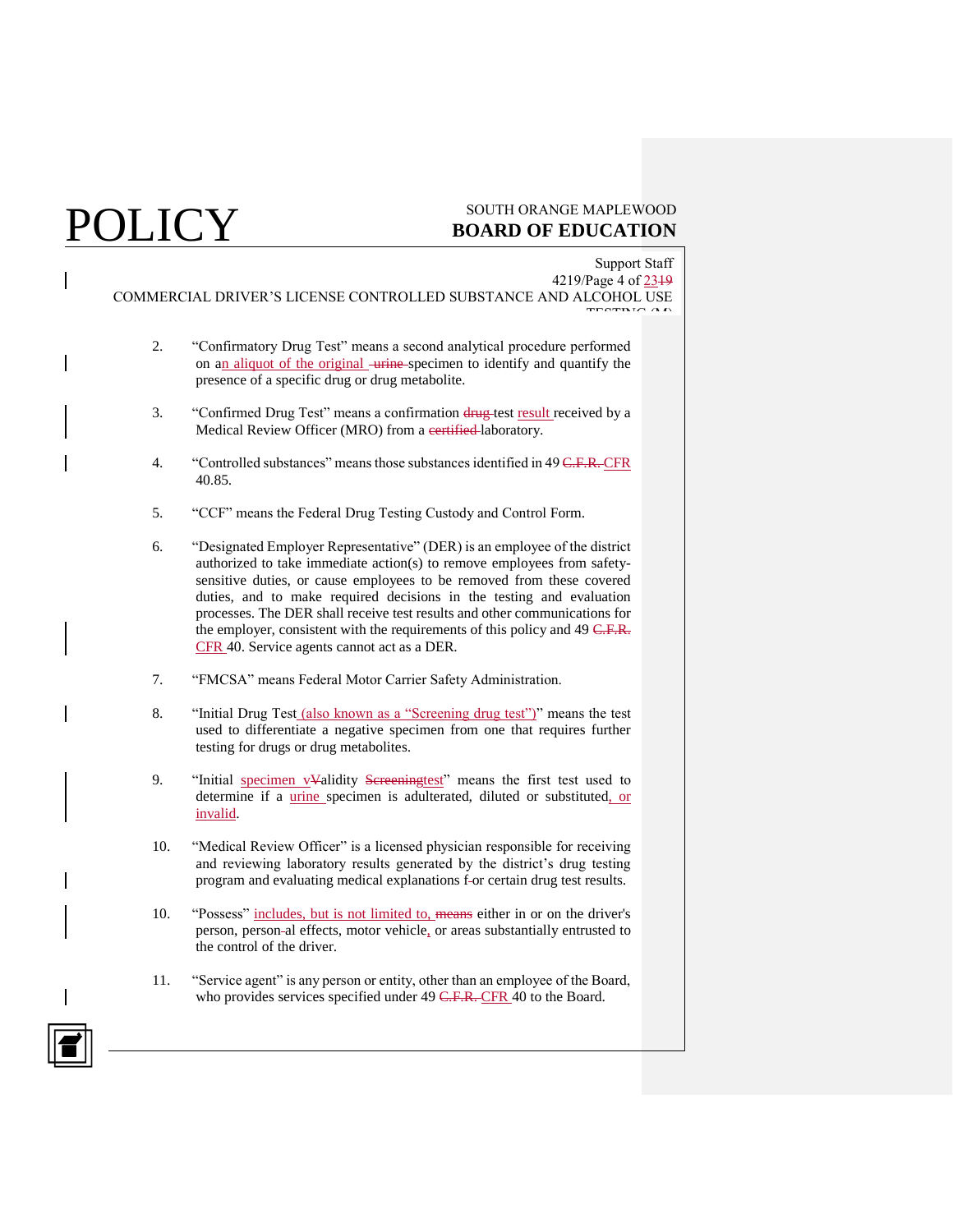2. "Confirmatory Drug Test" means a second analytical procedure performed on an aliquot of the original ~~urine~~ specimen to identify and quantify the presence of a specific drug or drug metabolite.

3. "Confirmed Drug Test" means a confirmation ~~drug~~ test result received by a Medical Review Officer (MRO) from a ~~certified~~ laboratory.

4. "Controlled substances" means those substances identified in 49 ~~C.F.R.~~ CFR 40.85.

5. "CCF" means the Federal Drug Testing Custody and Control Form.

6. "Designated Employer Representative" (DER) is an employee of the district authorized to take immediate action(s) to remove employees from safety-sensitive duties, or cause employees to be removed from these covered duties, and to make required decisions in the testing and evaluation processes. The DER shall receive test results and other communications for the employer, consistent with the requirements of this policy and 49 ~~C.F.R.~~ CFR 40. Service agents cannot act as a DER.

7. "FMCSA" means Federal Motor Carrier Safety Administration.

8. "Initial Drug Test (also known as a "Screening drug test")" means the test used to differentiate a negative specimen from one that requires further testing for drugs or drug metabolites.

9. "Initial specimen ~~V~~validity ~~Screening~~test" means the first test used to determine if a urine specimen is adulterated, diluted or substituted, or invalid.

10. "Medical Review Officer" is a licensed physician responsible for receiving and reviewing laboratory results generated by the district's drug testing program and evaluating medical explanations ~~f~~or certain drug test results.

10. "Possess" includes, but is not limited to, ~~means~~ either in or on the driver's person, personal effects, motor vehicle, or areas substantially entrusted to the control of the driver.

11. "Service agent" is any person or entity, other than an employee of the Board, who provides services specified under 49 ~~C.F.R.~~ CFR 40 to the Board.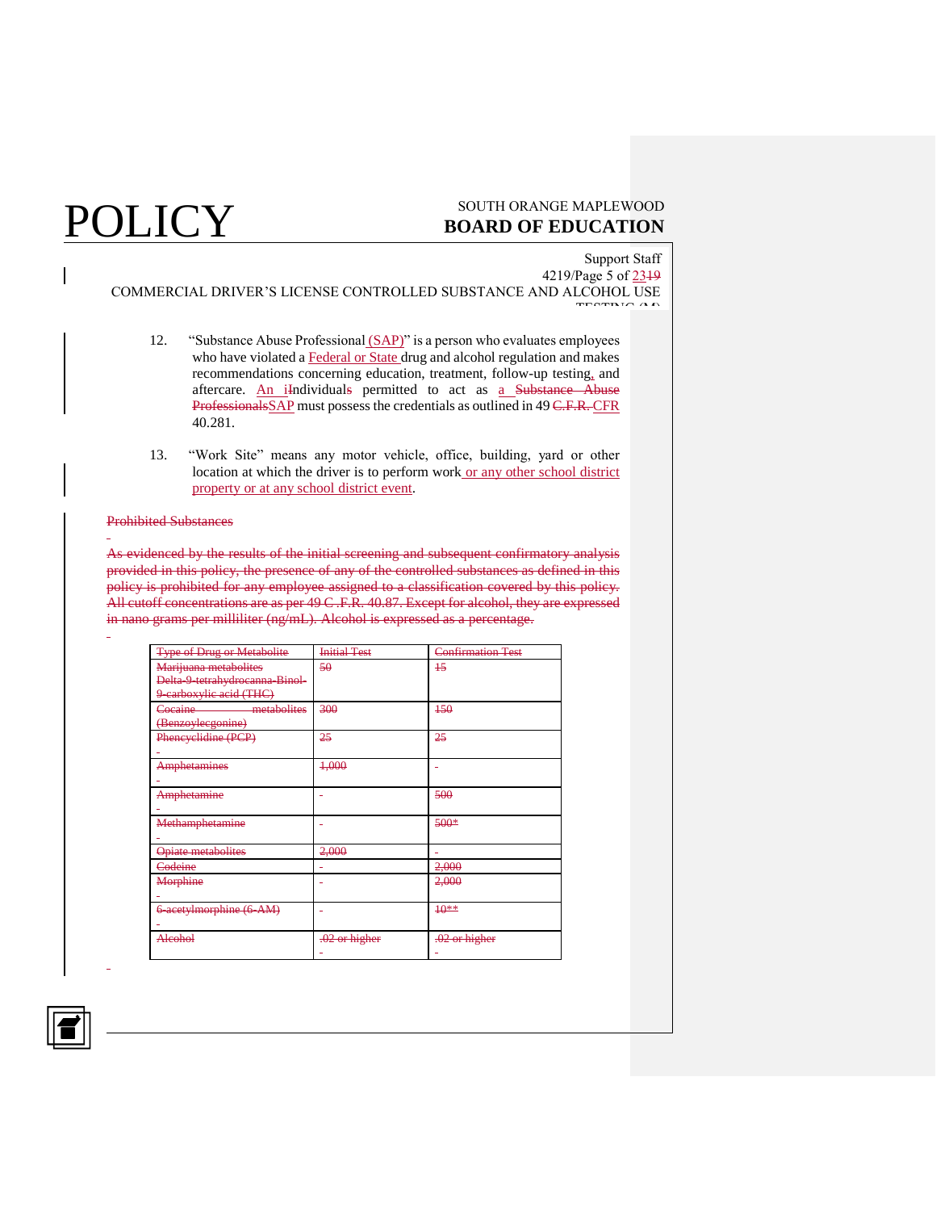12. "Substance Abuse Professional (SAP)" is a person who evaluates employees who have violated a Federal or State drug and alcohol regulation and makes recommendations concerning education, treatment, follow-up testing, and aftercare. An iIndividuals permitted to act as a Substance Abuse ProfessionalsSAP must possess the credentials as outlined in 49 C.F.R. CFR 40.281.

13. "Work Site" means any motor vehicle, office, building, yard or other location at which the driver is to perform work or any other school district property or at any school district event.

Prohibited Substances

As evidenced by the results of the initial screening and subsequent confirmatory analysis provided in this policy, the presence of any of the controlled substances as defined in this policy is prohibited for any employee assigned to a classification covered by this policy. All cutoff concentrations are as per 49 C.F.R. 40.87. Except for alcohol, they are expressed in nano grams per milliliter (ng/mL). Alcohol is expressed as a percentage.

| Type of Drug or Metabolite | Initial Test | Confirmation Test |
|---|---|---|
| Marijuana metabolites Delta-9-tetrahydrocanna-Binol-9-carboxylic acid (THC) | 50 | 15 |
| Cocaine metabolites (Benzoylecgonine) | 300 | 150 |
| Phencyclidine (PCP) | 25 | 25 |
| Amphetamines | 1,000 | - |
| Amphetamine | - | 500 |
| Methamphetamine | - | 500* |
| Opiate metabolites | 2,000 | - |
| Codeine | - | 2,000 |
| Morphine | - | 2,000 |
| 6-acetylmorphine (6-AM) | - | 10** |
| Alcohol | .02 or higher | .02 or higher |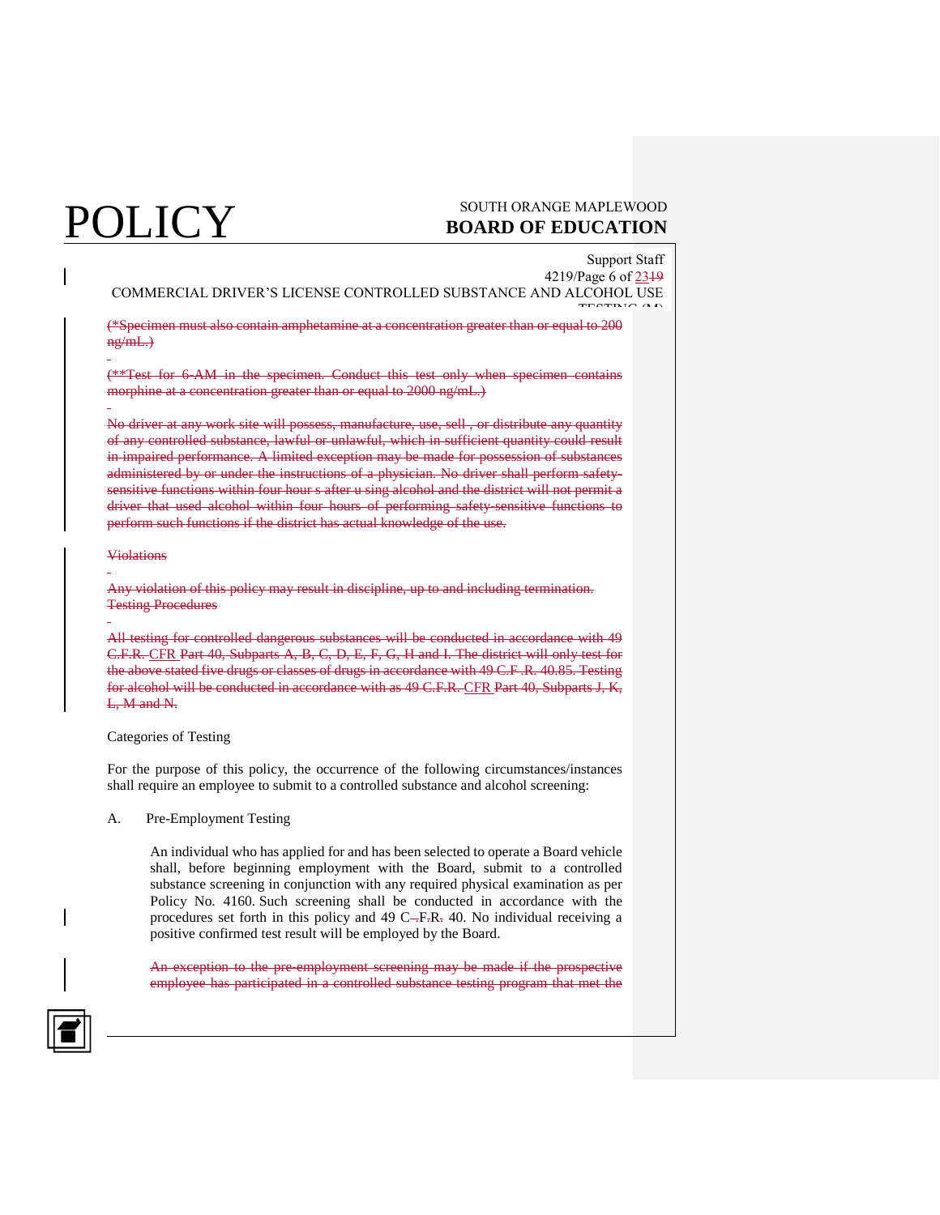(*Specimen must also contain amphetamine at a concentration greater than or equal to 200 ng/mL.)

(**Test for 6-AM in the specimen. Conduct this test only when specimen contains morphine at a concentration greater than or equal to 2000 ng/mL.)

No driver at any work site will possess, manufacture, use, sell , or distribute any quantity of any controlled substance, lawful or unlawful, which in sufficient quantity could result in impaired performance. A limited exception may be made for possession of substances administered by or under the instructions of a physician. No driver shall perform safety-sensitive functions within four hour s after u sing alcohol and the district will not permit a driver that used alcohol within four hours of performing safety-sensitive functions to perform such functions if the district has actual knowledge of the use.

Violations

Any violation of this policy may result in discipline, up to and including termination.

Testing Procedures

All testing for controlled dangerous substances will be conducted in accordance with 49 C.F.R. CFR Part 40, Subparts A, B, C, D, E, F, G, H and I. The district will only test for the above stated five drugs or classes of drugs in accordance with 49 C.F .R. 40.85. Testing for alcohol will be conducted in accordance with as 49 C.F.R. CFR Part 40, Subparts J, K, L, M and N.

Categories of Testing

For the purpose of this policy, the occurrence of the following circumstances/instances shall require an employee to submit to a controlled substance and alcohol screening:

A. Pre-Employment Testing

An individual who has applied for and has been selected to operate a Board vehicle shall, before beginning employment with the Board, submit to a controlled substance screening in conjunction with any required physical examination as per Policy No. 4160. Such screening shall be conducted in accordance with the procedures set forth in this policy and 49 C.F.R. 40. No individual receiving a positive confirmed test result will be employed by the Board.

An exception to the pre-employment screening may be made if the prospective employee has participated in a controlled substance testing program that met the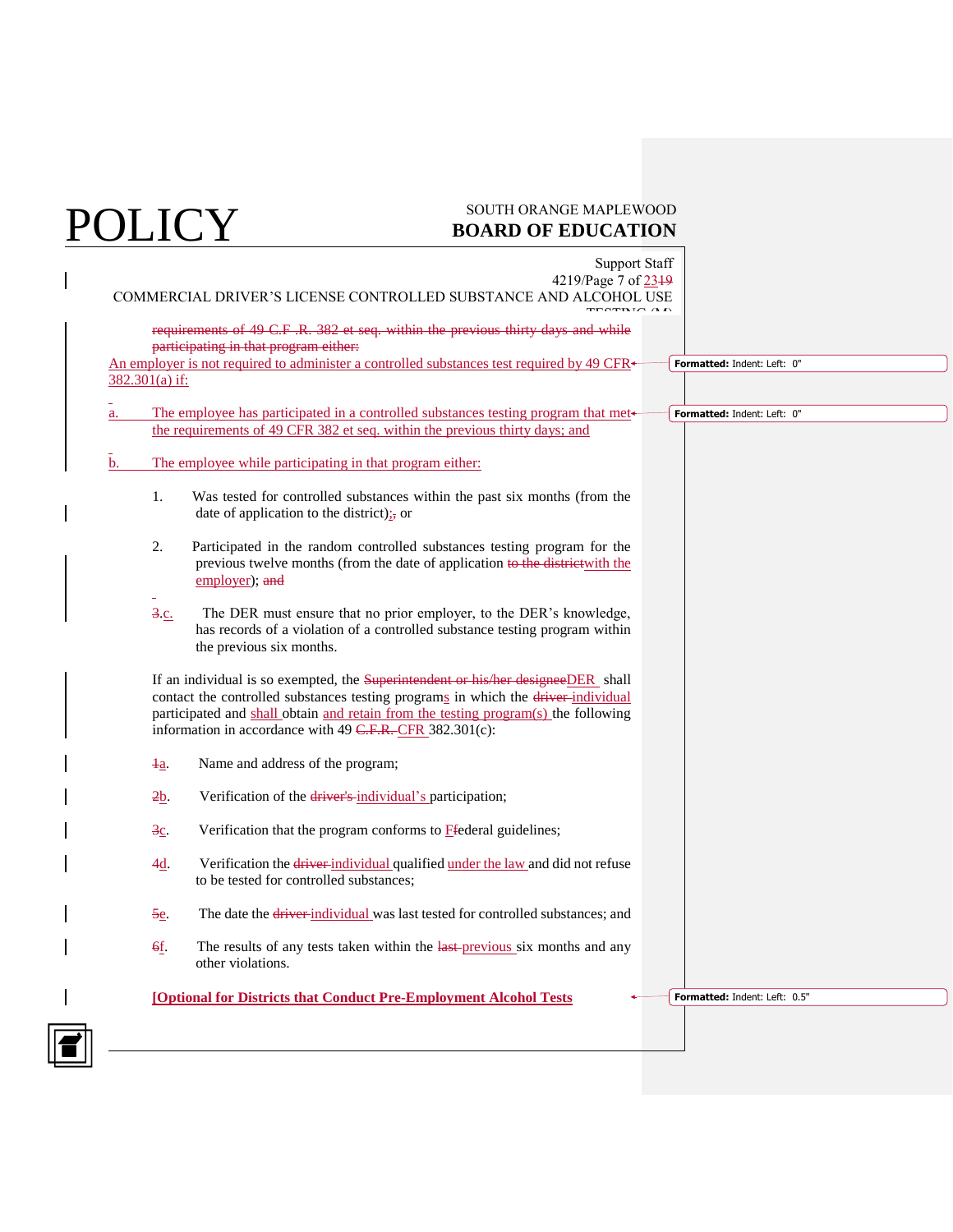~~requirements of 49 C.F .R. 382 et seq. within the previous thirty days and while participating in that program either:~~

An employer is not required to administer a controlled substances test required by 49 CFR 382.301(a) if:

a. The employee has participated in a controlled substances testing program that met the requirements of 49 CFR 382 et seq. within the previous thirty days; and

b. The employee while participating in that program either:

1. Was tested for controlled substances within the past six months (from the date of application to the district);~~,~~ or

2. Participated in the random controlled substances testing program for the previous twelve months (from the date of application ~~to the district~~with the employer); ~~and~~

~~3.~~c. The DER must ensure that no prior employer, to the DER's knowledge, has records of a violation of a controlled substance testing program within the previous six months.

If an individual is so exempted, the ~~Superintendent or his/her designee~~DER shall contact the controlled substances testing programs in which the ~~driver~~ individual participated and shall obtain and retain from the testing program(s) the following information in accordance with 49 ~~C.F.R.~~ CFR 382.301(c):

~~1~~a. Name and address of the program;

~~2~~b. Verification of the ~~driver's~~ individual's participation;

~~3~~c. Verification that the program conforms to ~~F~~federal guidelines;

~~4~~d. Verification the ~~driver~~ individual qualified under the law and did not refuse to be tested for controlled substances;

~~5~~e. The date the ~~driver~~ individual was last tested for controlled substances; and

~~6~~f. The results of any tests taken within the ~~last~~ previous six months and any other violations.

**[Optional for Districts that Conduct Pre-Employment Alcohol Tests**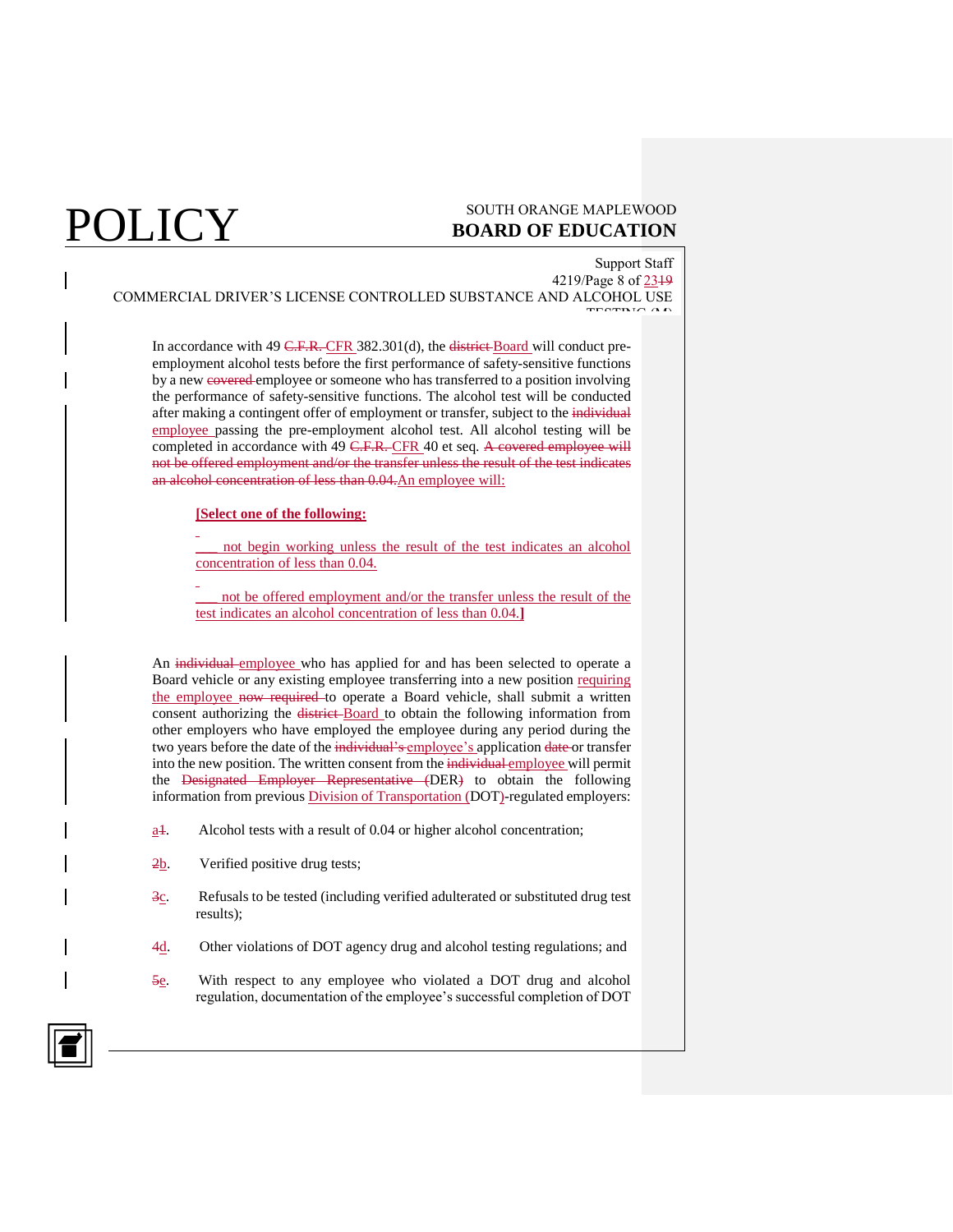In accordance with 49 ~~C.F.R.~~ CFR 382.301(d), the ~~district~~ Board will conduct pre-employment alcohol tests before the first performance of safety-sensitive functions by a new ~~covered~~ employee or someone who has transferred to a position involving the performance of safety-sensitive functions. The alcohol test will be conducted after making a contingent offer of employment or transfer, subject to the ~~individual~~ employee passing the pre-employment alcohol test. All alcohol testing will be completed in accordance with 49 ~~C.F.R.~~ CFR 40 et seq. ~~A covered employee will not be offered employment and/or the transfer unless the result of the test indicates an alcohol concentration of less than 0.04.~~ An employee will:

**[Select one of the following:**

___ not begin working unless the result of the test indicates an alcohol concentration of less than 0.04.

___ not be offered employment and/or the transfer unless the result of the test indicates an alcohol concentration of less than 0.04.**]**

An ~~individual~~ employee who has applied for and has been selected to operate a Board vehicle or any existing employee transferring into a new position requiring the employee ~~now required~~ to operate a Board vehicle, shall submit a written consent authorizing the ~~district~~ Board to obtain the following information from other employers who have employed the employee during any period during the two years before the date of the ~~individual's~~ employee's application ~~date~~ or transfer into the new position. The written consent from the ~~individual~~ employee will permit the ~~Designated Employer Representative (~~DER~~)~~ to obtain the following information from previous Division of Transportation (DOT)-regulated employers:

a~~1~~. Alcohol tests with a result of 0.04 or higher alcohol concentration;

~~2~~b. Verified positive drug tests;

~~3~~c. Refusals to be tested (including verified adulterated or substituted drug test results);

~~4~~d. Other violations of DOT agency drug and alcohol testing regulations; and

~~5~~e. With respect to any employee who violated a DOT drug and alcohol regulation, documentation of the employee's successful completion of DOT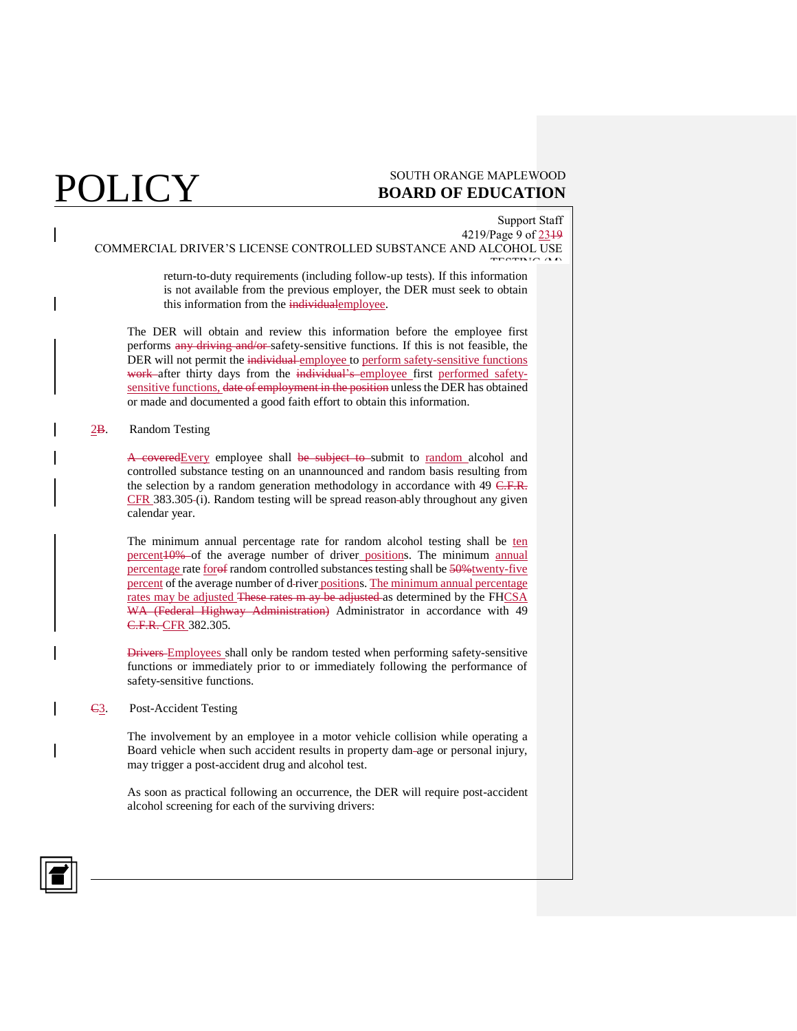return-to-duty requirements (including follow-up tests). If this information is not available from the previous employer, the DER must seek to obtain this information from the ~~individual~~employee.

The DER will obtain and review this information before the employee first performs ~~any driving and/or~~ safety-sensitive functions. If this is not feasible, the DER will not permit the ~~individual~~ employee to perform safety-sensitive functions ~~work~~ after thirty days from the ~~individual's~~ employee first performed safety-sensitive functions, ~~date of employment in the position~~ unless the DER has obtained or made and documented a good faith effort to obtain this information.

2~~B~~. Random Testing

~~A covered~~Every employee shall ~~be subject to~~ submit to random alcohol and controlled substance testing on an unannounced and random basis resulting from the selection by a random generation methodology in accordance with 49 ~~C.F.R.~~ CFR 383.305~~-~~(i). Random testing will be spread reason~~-~~ably throughout any given calendar year.

The minimum annual percentage rate for random alcohol testing shall be ten percent~~10%~~ of the average number of driver positions. The minimum annual percentage rate for~~of~~ random controlled substances testing shall be ~~50%~~twenty-five percent of the average number of d~~-~~river positions. The minimum annual percentage rates may be adjusted ~~These rates m ay be adjusted~~ as determined by the FHCSA ~~WA (Federal Highway Administration)~~ Administrator in accordance with 49 ~~C.F.R.~~ CFR 382.305.

~~Drivers~~ Employees shall only be random tested when performing safety-sensitive functions or immediately prior to or immediately following the performance of safety-sensitive functions.

~~C~~3. Post-Accident Testing

The involvement by an employee in a motor vehicle collision while operating a Board vehicle when such accident results in property dam~~-~~age or personal injury, may trigger a post-accident drug and alcohol test.

As soon as practical following an occurrence, the DER will require post-accident alcohol screening for each of the surviving drivers: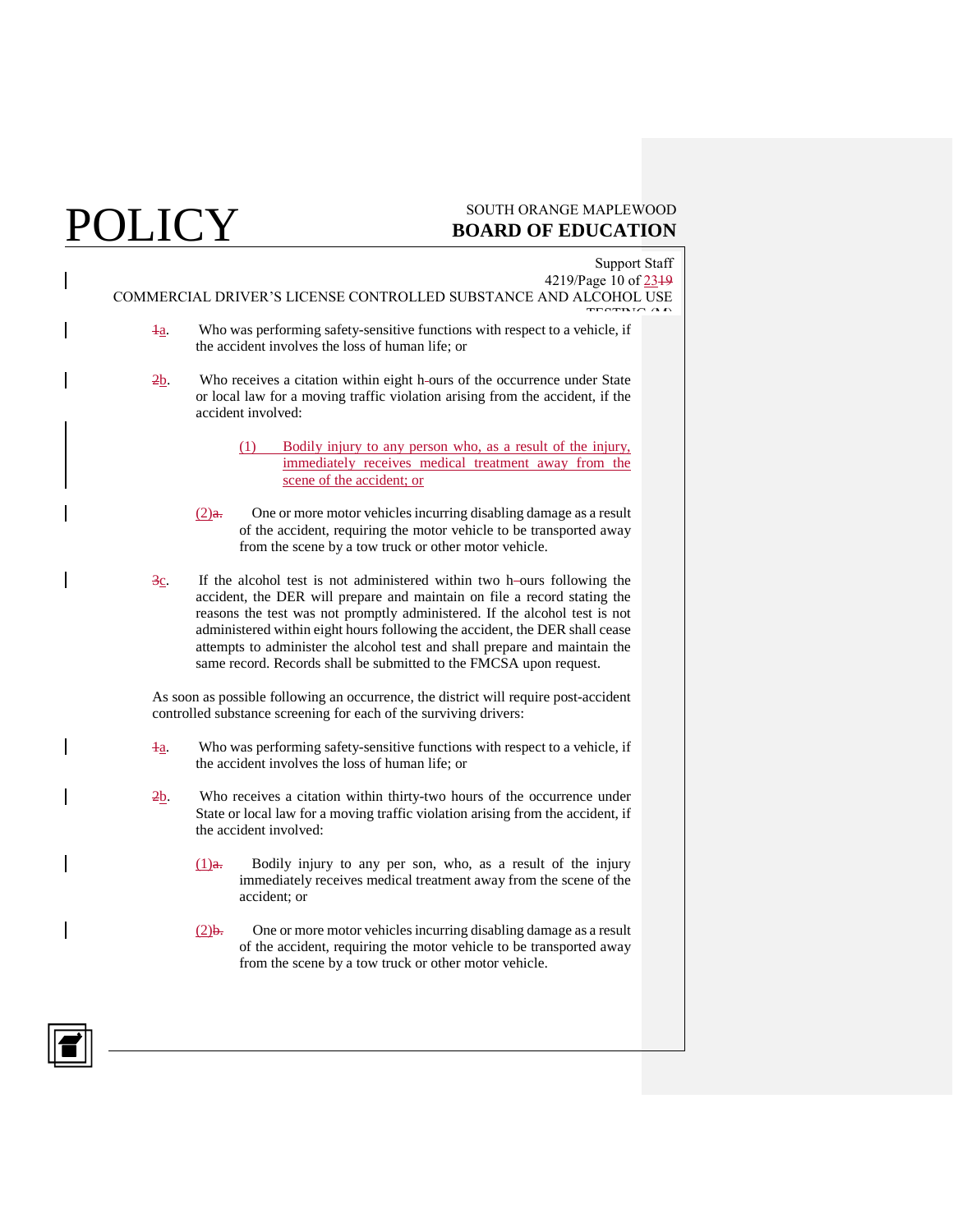1a. Who was performing safety-sensitive functions with respect to a vehicle, if the accident involves the loss of human life; or

2b. Who receives a citation within eight h-ours of the occurrence under State or local law for a moving traffic violation arising from the accident, if the accident involved:

(1) Bodily injury to any person who, as a result of the injury, immediately receives medical treatment away from the scene of the accident; or

(2)a. One or more motor vehicles incurring disabling damage as a result of the accident, requiring the motor vehicle to be transported away from the scene by a tow truck or other motor vehicle.

3c. If the alcohol test is not administered within two h-ours following the accident, the DER will prepare and maintain on file a record stating the reasons the test was not promptly administered. If the alcohol test is not administered within eight hours following the accident, the DER shall cease attempts to administer the alcohol test and shall prepare and maintain the same record. Records shall be submitted to the FMCSA upon request.

As soon as possible following an occurrence, the district will require post-accident controlled substance screening for each of the surviving drivers:

1a. Who was performing safety-sensitive functions with respect to a vehicle, if the accident involves the loss of human life; or

2b. Who receives a citation within thirty-two hours of the occurrence under State or local law for a moving traffic violation arising from the accident, if the accident involved:

(1)a. Bodily injury to any per son, who, as a result of the injury immediately receives medical treatment away from the scene of the accident; or

(2)b. One or more motor vehicles incurring disabling damage as a result of the accident, requiring the motor vehicle to be transported away from the scene by a tow truck or other motor vehicle.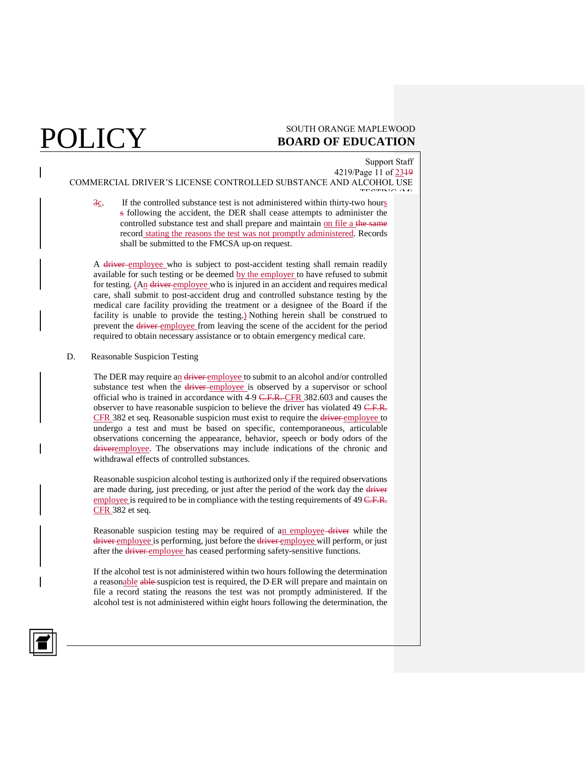~~3~~c. If the controlled substance test is not administered within thirty-two hours~~s~~ following the accident, the DER shall cease attempts to administer the controlled substance test and shall prepare and maintain on file a ~~the same~~ record stating the reasons the test was not promptly administered. Records shall be submitted to the FMCSA up~~-~~on request.

A ~~driver~~ employee who is subject to post-accident testing shall remain readily available for such testing or be deemed by the employer to have refused to submit for testing. (An ~~driver~~ employee who is injured in an accident and requires medical care, shall submit to post-accident drug and controlled substance testing by the medical care facility providing the treatment or a designee of the Board if the facility is unable to provide the testing.) Nothing herein shall be construed to prevent the ~~driver~~ employee from leaving the scene of the accident for the period required to obtain necessary assistance or to obtain emergency medical care.

D. Reasonable Suspicion Testing

The DER may require an ~~driver~~ employee to submit to an alcohol and/or controlled substance test when the ~~driver~~ employee is observed by a supervisor or school official who is trained in accordance with 4~~-~~9 ~~C.F.R.~~ CFR 382.603 and causes the observer to have reasonable suspicion to believe the driver has violated 49 ~~C.F.R.~~ CFR 382 et seq. Reasonable suspicion must exist to require the ~~driver~~ employee to undergo a test and must be based on specific, contemporaneous, articulable observations concerning the appearance, behavior, speech or body odors of the ~~driver~~employee. The observations may include indications of the chronic and withdrawal effects of controlled substances.

Reasonable suspicion alcohol testing is authorized only if the required observations are made during, just preceding, or just after the period of the work day the ~~driver~~ employee is required to be in compliance with the testing requirements of 49 ~~C.F.R.~~ CFR 382 et seq.

Reasonable suspicion testing may be required of an employee ~~driver~~ while the ~~driver~~ employee is performing, just before the ~~driver~~ employee will perform, or just after the ~~driver~~ employee has ceased performing safety-sensitive functions.

If the alcohol test is not administered within two hours following the determination a reasonable ~~able~~ suspicion test is required, the D~~-~~ER will prepare and maintain on file a record stating the reasons the test was not promptly administered. If the alcohol test is not administered within eight hours following the determination, the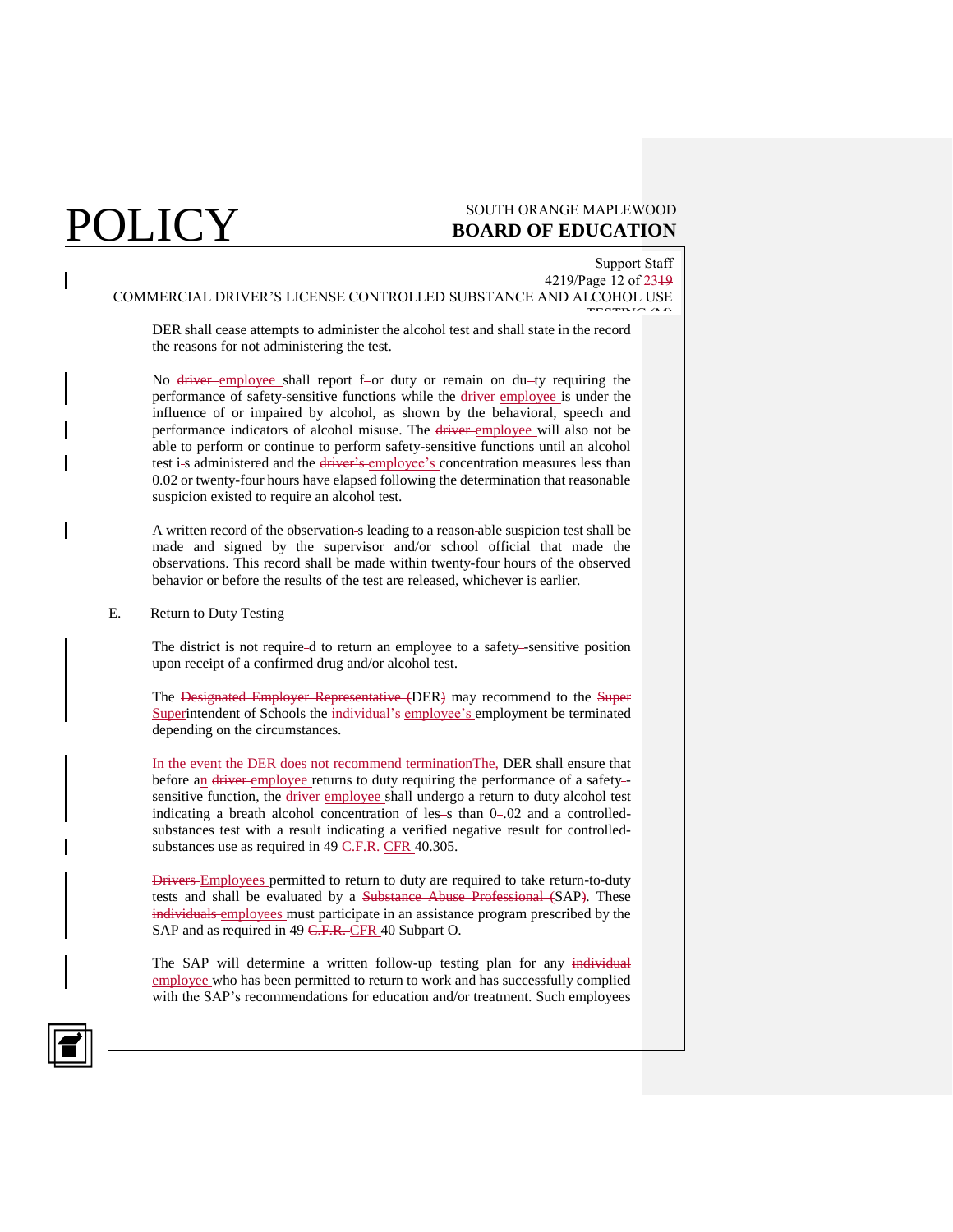DER shall cease attempts to administer the alcohol test and shall state in the record the reasons for not administering the test.

No employee shall report for duty or remain on duty requiring the performance of safety-sensitive functions while the employee is under the influence of or impaired by alcohol, as shown by the behavioral, speech and performance indicators of alcohol misuse. The employee will also not be able to perform or continue to perform safety-sensitive functions until an alcohol test is administered and the employee's concentration measures less than 0.02 or twenty-four hours have elapsed following the determination that reasonable suspicion existed to require an alcohol test.

A written record of the observations leading to a reasonable suspicion test shall be made and signed by the supervisor and/or school official that made the observations. This record shall be made within twenty-four hours of the observed behavior or before the results of the test are released, whichever is earlier.

E. Return to Duty Testing

The district is not required to return an employee to a safety-sensitive position upon receipt of a confirmed drug and/or alcohol test.

The DER may recommend to the Superintendent of Schools the employee's employment be terminated depending on the circumstances.

The DER shall ensure that before an employee returns to duty requiring the performance of a safety-sensitive function, the employee shall undergo a return to duty alcohol test indicating a breath alcohol concentration of less than 0.02 and a controlled-substances test with a result indicating a verified negative result for controlled-substances use as required in 49 CFR 40.305.

Employees permitted to return to duty are required to take return-to-duty tests and shall be evaluated by a SAP. These employees must participate in an assistance program prescribed by the SAP and as required in 49 CFR 40 Subpart O.

The SAP will determine a written follow-up testing plan for any employee who has been permitted to return to work and has successfully complied with the SAP's recommendations for education and/or treatment. Such employees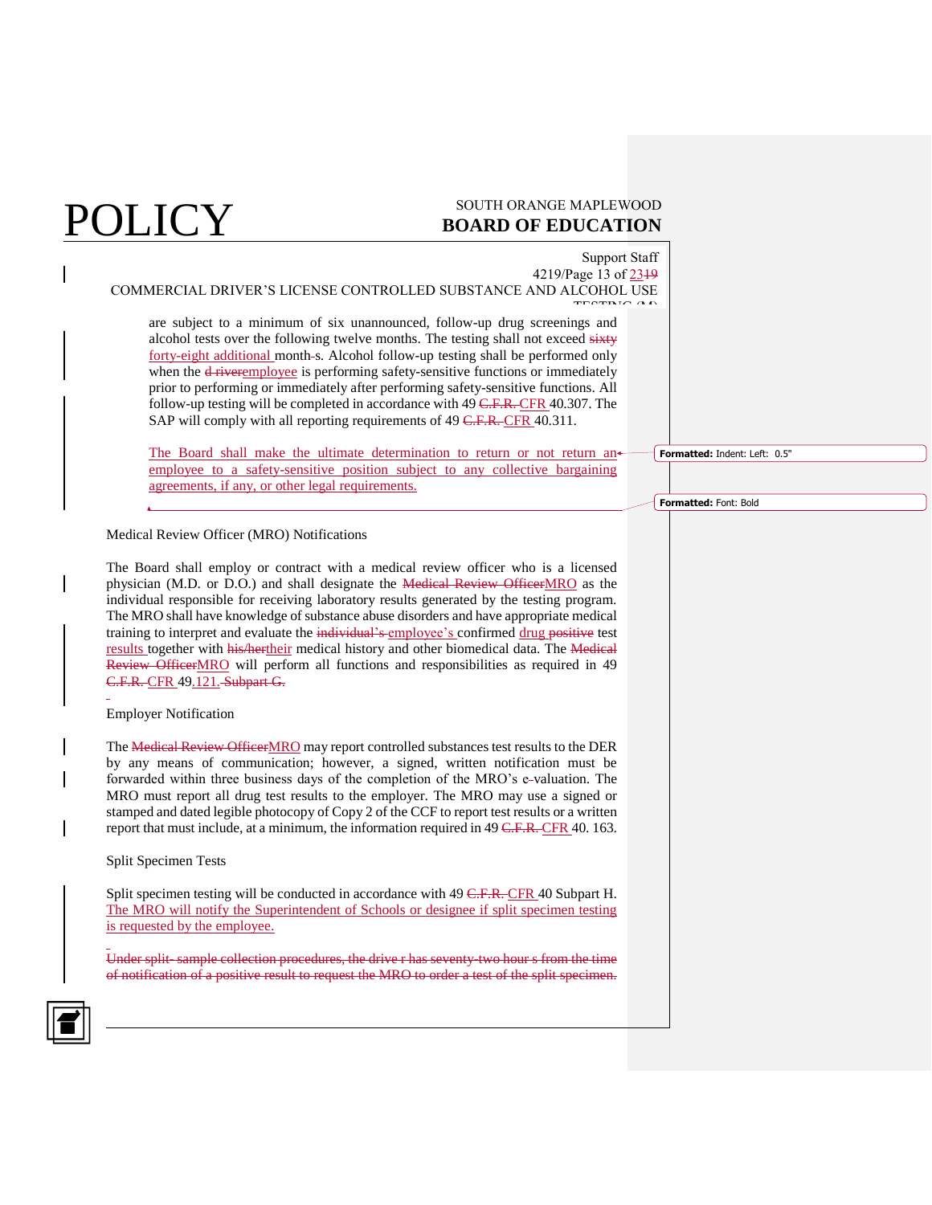are subject to a minimum of six unannounced, follow-up drug screenings and alcohol tests over the following twelve months. The testing shall not exceed sixty forty-eight additional month-s. Alcohol follow-up testing shall be performed only when the d riveremployee is performing safety-sensitive functions or immediately prior to performing or immediately after performing safety-sensitive functions. All follow-up testing will be completed in accordance with 49 C.F.R. CFR 40.307. The SAP will comply with all reporting requirements of 49 C.F.R. CFR 40.311.

The Board shall make the ultimate determination to return or not return an employee to a safety-sensitive position subject to any collective bargaining agreements, if any, or other legal requirements.

Medical Review Officer (MRO) Notifications

The Board shall employ or contract with a medical review officer who is a licensed physician (M.D. or D.O.) and shall designate the Medical Review OfficerMRO as the individual responsible for receiving laboratory results generated by the testing program. The MRO shall have knowledge of substance abuse disorders and have appropriate medical training to interpret and evaluate the individual's employee's confirmed drug positive test results together with his/hertheir medical history and other biomedical data. The Medical Review OfficerMRO will perform all functions and responsibilities as required in 49 C.F.R. CFR 49.121. Subpart G.

Employer Notification

The Medical Review OfficerMRO may report controlled substances test results to the DER by any means of communication; however, a signed, written notification must be forwarded within three business days of the completion of the MRO's e-valuation. The MRO must report all drug test results to the employer. The MRO may use a signed or stamped and dated legible photocopy of Copy 2 of the CCF to report test results or a written report that must include, at a minimum, the information required in 49 C.F.R. CFR 40. 163.

Split Specimen Tests

Split specimen testing will be conducted in accordance with 49 C.F.R. CFR 40 Subpart H. The MRO will notify the Superintendent of Schools or designee if split specimen testing is requested by the employee.

Under split- sample collection procedures, the drive r has seventy-two hour s from the time of notification of a positive result to request the MRO to order a test of the split specimen.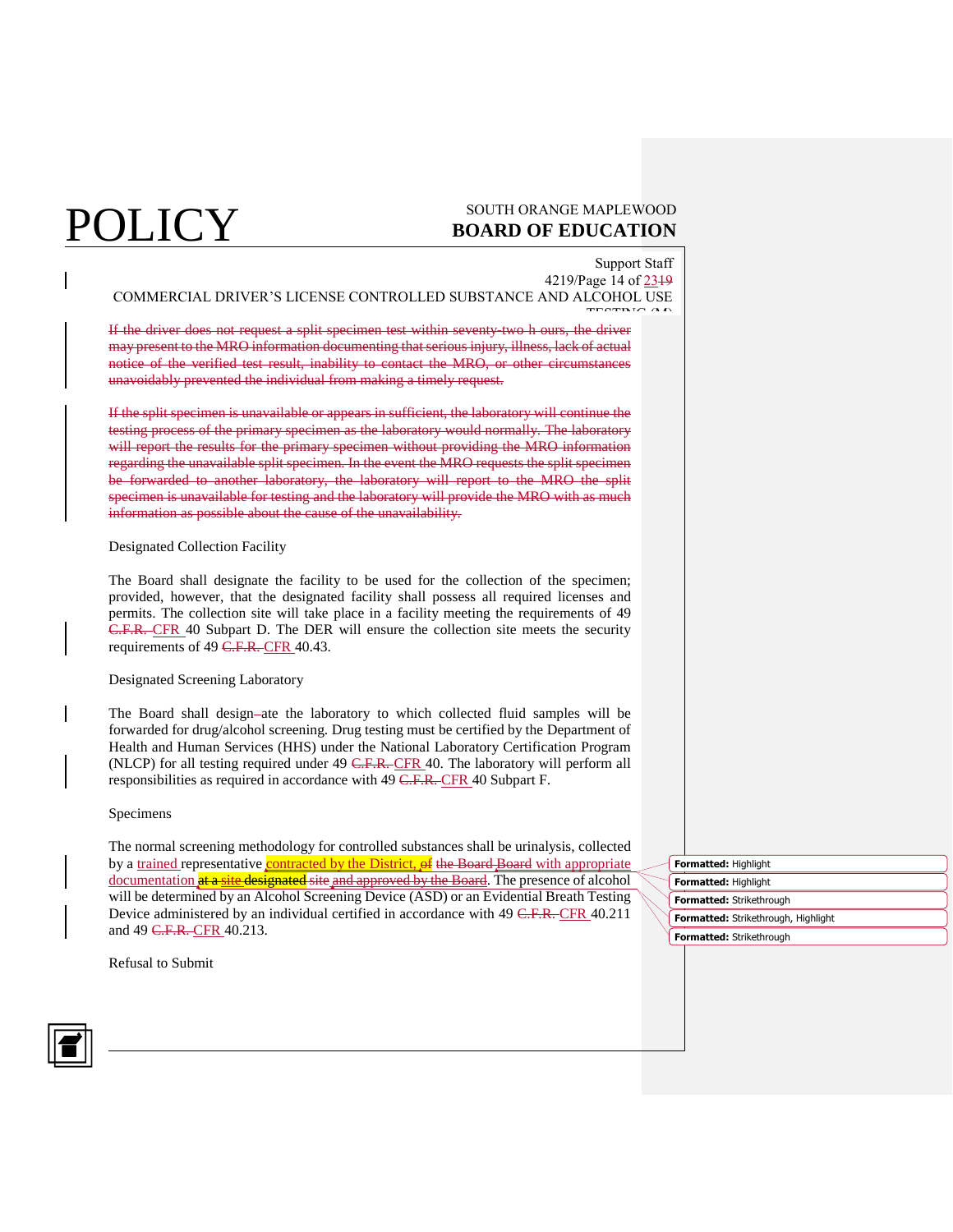If the driver does not request a split specimen test within seventy-two h ours, the driver may present to the MRO information documenting that serious injury, illness, lack of actual notice of the verified test result, inability to contact the MRO, or other circumstances unavoidably prevented the individual from making a timely request.

If the split specimen is unavailable or appears in sufficient, the laboratory will continue the testing process of the primary specimen as the laboratory would normally. The laboratory will report the results for the primary specimen without providing the MRO information regarding the unavailable split specimen. In the event the MRO requests the split specimen be forwarded to another laboratory, the laboratory will report to the MRO the split specimen is unavailable for testing and the laboratory will provide the MRO with as much information as possible about the cause of the unavailability.

Designated Collection Facility

The Board shall designate the facility to be used for the collection of the specimen; provided, however, that the designated facility shall possess all required licenses and permits. The collection site will take place in a facility meeting the requirements of 49 ~~C.F.R.~~ CFR 40 Subpart D. The DER will ensure the collection site meets the security requirements of 49 ~~C.F.R.~~ CFR 40.43.

Designated Screening Laboratory

The Board shall design~~-~~ate the laboratory to which collected fluid samples will be forwarded for drug/alcohol screening. Drug testing must be certified by the Department of Health and Human Services (HHS) under the National Laboratory Certification Program (NLCP) for all testing required under 49 ~~C.F.R.~~ CFR 40. The laboratory will perform all responsibilities as required in accordance with 49 ~~C.F.R.~~ CFR 40 Subpart F.

Specimens

The normal screening methodology for controlled substances shall be urinalysis, collected by a trained representative, contracted by the District, ~~of~~ ~~the Board~~ Board with appropriate documentation ~~at a site designated site~~ ~~and approved by the Board~~. The presence of alcohol will be determined by an Alcohol Screening Device (ASD) or an Evidential Breath Testing Device administered by an individual certified in accordance with 49 ~~C.F.R.~~ CFR 40.211 and 49 ~~C.F.R.~~ CFR 40.213.

Refusal to Submit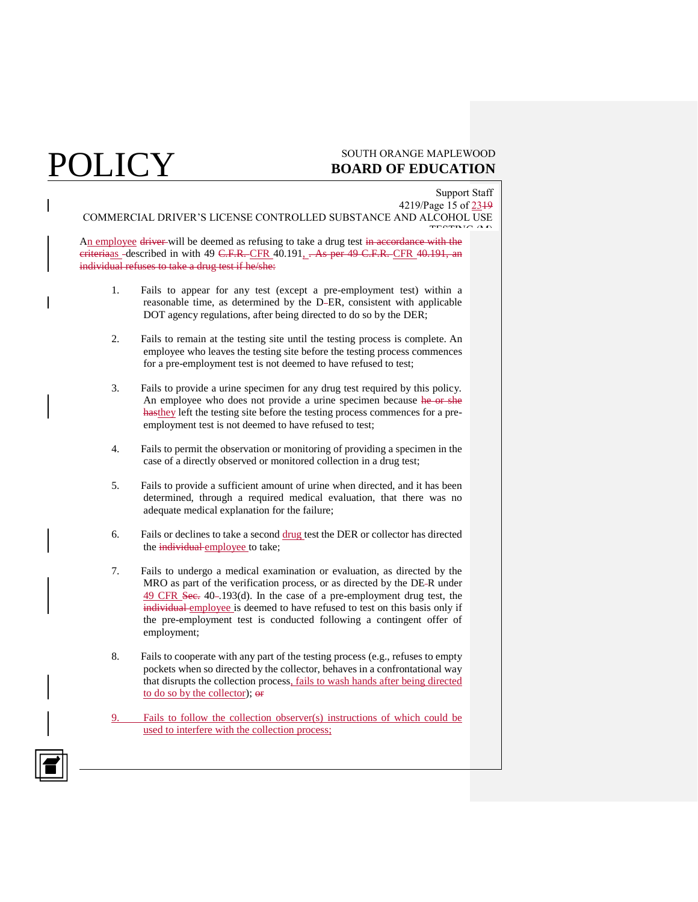An employee ~~driver~~ will be deemed as refusing to take a drug test ~~in accordance with the criteria~~as ~~-~~described in with 49 ~~C.F.R.~~ CFR 40.191, ~~. As per 49 C.F.R. CFR 40.191, an individual refuses to take a drug test if he/she:~~

1. Fails to appear for any test (except a pre-employment test) within a reasonable time, as determined by the D~~-~~ER, consistent with applicable DOT agency regulations, after being directed to do so by the DER;

2. Fails to remain at the testing site until the testing process is complete. An employee who leaves the testing site before the testing process commences for a pre-employment test is not deemed to have refused to test;

3. Fails to provide a urine specimen for any drug test required by this policy. An employee who does not provide a urine specimen because ~~he or she has~~they left the testing site before the testing process commences for a pre-employment test is not deemed to have refused to test;

4. Fails to permit the observation or monitoring of providing a specimen in the case of a directly observed or monitored collection in a drug test;

5. Fails to provide a sufficient amount of urine when directed, and it has been determined, through a required medical evaluation, that there was no adequate medical explanation for the failure;

6. Fails or declines to take a second drug test the DER or collector has directed the ~~individual~~ employee to take;

7. Fails to undergo a medical examination or evaluation, as directed by the MRO as part of the verification process, or as directed by the DE~~-~~R under 49 CFR ~~Sec.~~ 40~~-~~.193(d). In the case of a pre-employment drug test, the ~~individual~~ employee is deemed to have refused to test on this basis only if the pre-employment test is conducted following a contingent offer of employment;

8. Fails to cooperate with any part of the testing process (e.g., refuses to empty pockets when so directed by the collector, behaves in a confrontational way that disrupts the collection process, fails to wash hands after being directed to do so by the collector); ~~or~~

9. Fails to follow the collection observer(s) instructions of which could be used to interfere with the collection process;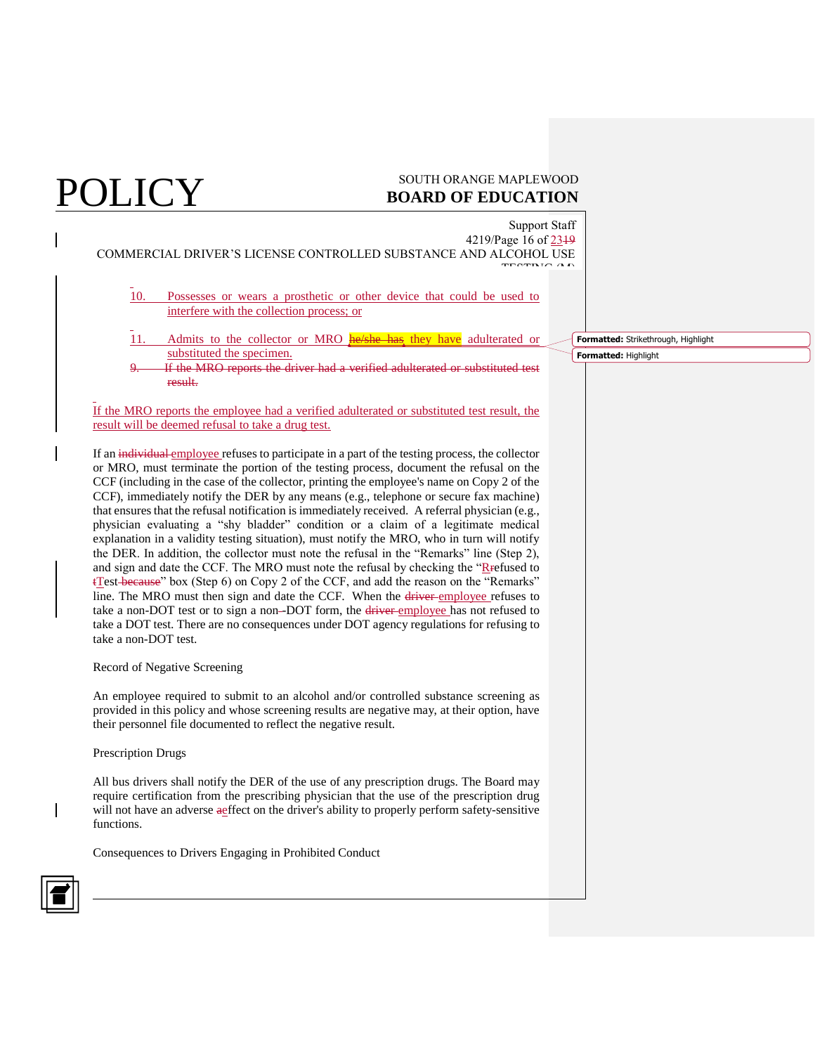10. Possesses or wears a prosthetic or other device that could be used to interfere with the collection process; or

11. Admits to the collector or MRO they have adulterated or substituted the specimen.

If the MRO reports the employee had a verified adulterated or substituted test result, the result will be deemed refusal to take a drug test.

If an employee refuses to participate in a part of the testing process, the collector or MRO, must terminate the portion of the testing process, document the refusal on the CCF (including in the case of the collector, printing the employee's name on Copy 2 of the CCF), immediately notify the DER by any means (e.g., telephone or secure fax machine) that ensures that the refusal notification is immediately received. A referral physician (e.g., physician evaluating a "shy bladder" condition or a claim of a legitimate medical explanation in a validity testing situation), must notify the MRO, who in turn will notify the DER. In addition, the collector must note the refusal in the "Remarks" line (Step 2), and sign and date the CCF. The MRO must note the refusal by checking the "Refused to Test" box (Step 6) on Copy 2 of the CCF, and add the reason on the "Remarks" line. The MRO must then sign and date the CCF. When the employee refuses to take a non-DOT test or to sign a non-DOT form, the employee has not refused to take a DOT test. There are no consequences under DOT agency regulations for refusing to take a non-DOT test.

Record of Negative Screening

An employee required to submit to an alcohol and/or controlled substance screening as provided in this policy and whose screening results are negative may, at their option, have their personnel file documented to reflect the negative result.

Prescription Drugs

All bus drivers shall notify the DER of the use of any prescription drugs. The Board may require certification from the prescribing physician that the use of the prescription drug will not have an adverse effect on the driver's ability to properly perform safety-sensitive functions.

Consequences to Drivers Engaging in Prohibited Conduct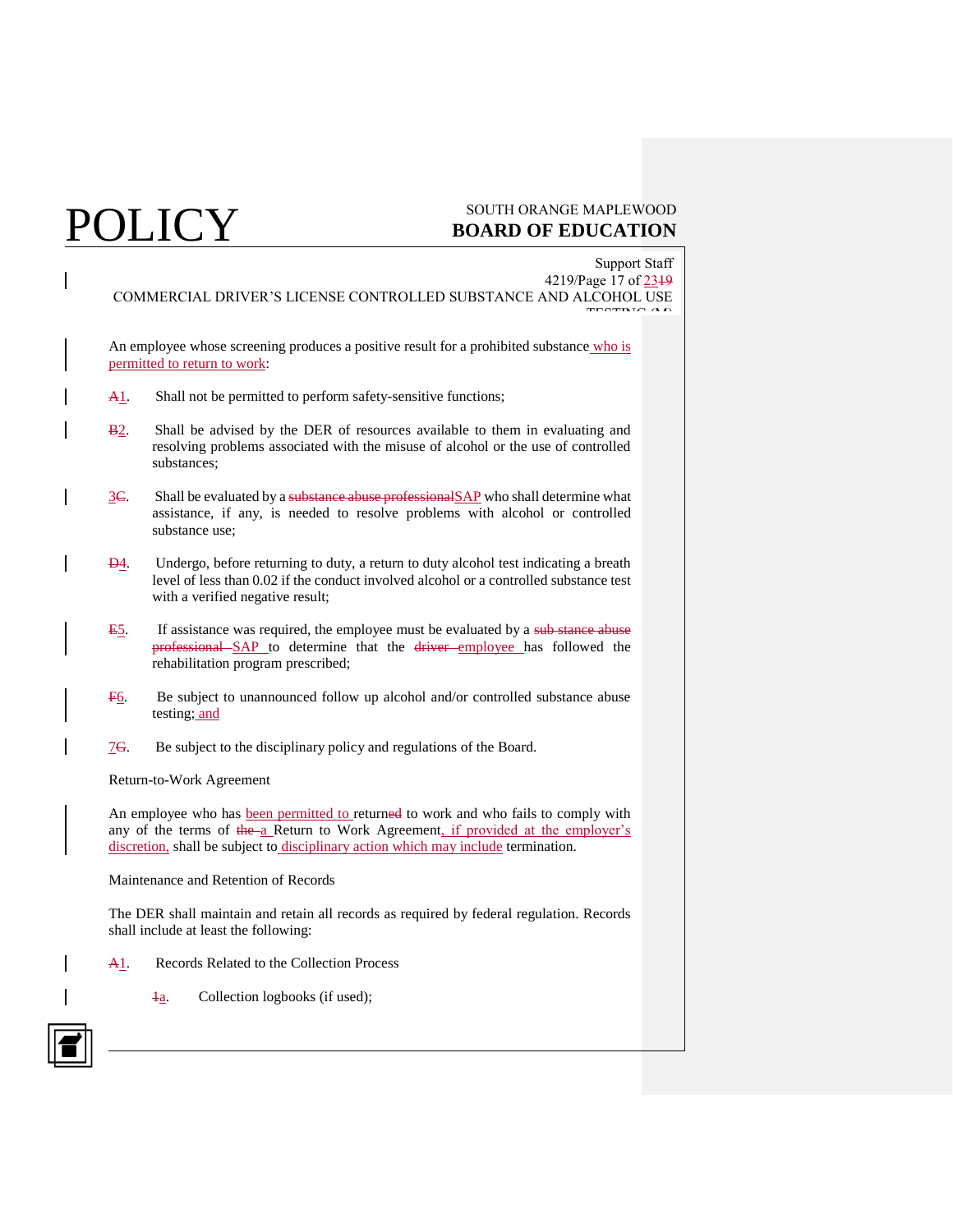An employee whose screening produces a positive result for a prohibited substance who is permitted to return to work:

~~A~~1. Shall not be permitted to perform safety-sensitive functions;

~~B~~2. Shall be advised by the DER of resources available to them in evaluating and resolving problems associated with the misuse of alcohol or the use of controlled substances;

3~~C~~. Shall be evaluated by a ~~substance abuse professional~~SAP who shall determine what assistance, if any, is needed to resolve problems with alcohol or controlled substance use;

~~D~~4. Undergo, before returning to duty, a return to duty alcohol test indicating a breath level of less than 0.02 if the conduct involved alcohol or a controlled substance test with a verified negative result;

~~E~~5. If assistance was required, the employee must be evaluated by a ~~sub stance abuse professional~~ SAP to determine that the ~~driver~~ employee has followed the rehabilitation program prescribed;

~~F~~6. Be subject to unannounced follow up alcohol and/or controlled substance abuse testing; and

7~~G~~. Be subject to the disciplinary policy and regulations of the Board.

Return-to-Work Agreement

An employee who has been permitted to return~~ed~~ to work and who fails to comply with any of the terms of ~~the~~ a Return to Work Agreement, if provided at the employer's discretion, shall be subject to disciplinary action which may include termination.

Maintenance and Retention of Records

The DER shall maintain and retain all records as required by federal regulation. Records shall include at least the following:

~~A~~1. Records Related to the Collection Process

~~1~~a. Collection logbooks (if used);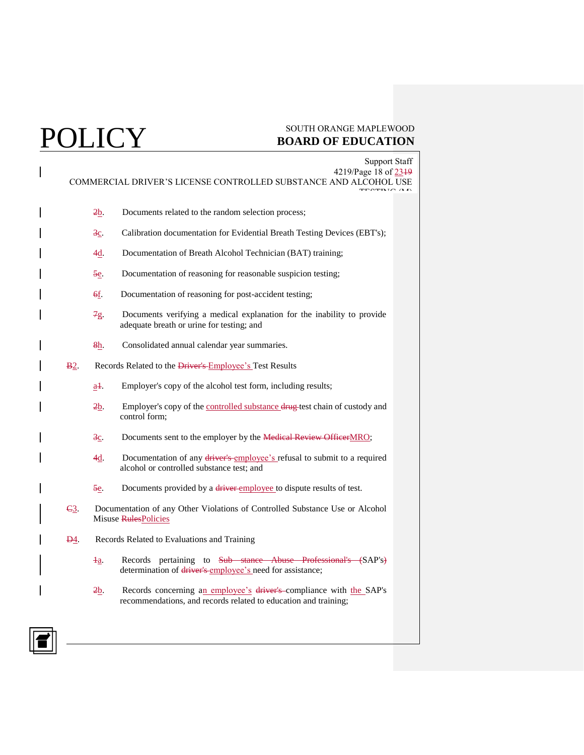~~2~~b. Documents related to the random selection process;

~~3~~c. Calibration documentation for Evidential Breath Testing Devices (EBT's);

~~4~~d. Documentation of Breath Alcohol Technician (BAT) training;

~~5~~e. Documentation of reasoning for reasonable suspicion testing;

~~6~~f. Documentation of reasoning for post-accident testing;

~~7~~g. Documents verifying a medical explanation for the inability to provide adequate breath or urine for testing; and

~~8~~h. Consolidated annual calendar year summaries.

~~B~~2. Records Related to the ~~Driver's~~ Employee's Test Results

a~~1~~. Employer's copy of the alcohol test form, including results;

~~2~~b. Employer's copy of the controlled substance ~~drug~~ test chain of custody and control form;

~~3~~c. Documents sent to the employer by the ~~Medical Review Officer~~MRO;

~~4~~d. Documentation of any ~~driver's~~ employee's refusal to submit to a required alcohol or controlled substance test; and

~~5~~e. Documents provided by a ~~driver~~ employee to dispute results of test.

~~C~~3. Documentation of any Other Violations of Controlled Substance Use or Alcohol Misuse ~~Rules~~Policies

~~D~~4. Records Related to Evaluations and Training

~~1~~a. Records pertaining to ~~Sub stance Abuse Professional's (~~SAP's~~)~~ determination of ~~driver's~~ employee's need for assistance;

~~2~~b. Records concerning an employee's ~~driver's~~ compliance with the SAP's recommendations, and records related to education and training;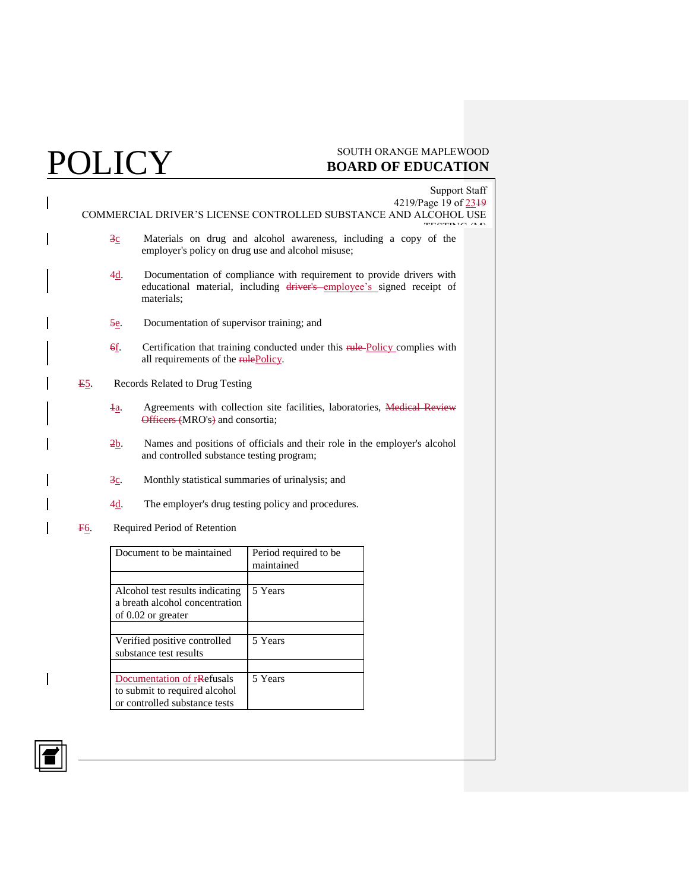c. Materials on drug and alcohol awareness, including a copy of the employer's policy on drug use and alcohol misuse;

d. Documentation of compliance with requirement to provide drivers with educational material, including employee's signed receipt of materials;

e. Documentation of supervisor training; and

f. Certification that training conducted under this Policy complies with all requirements of the Policy.

5. Records Related to Drug Testing

a. Agreements with collection site facilities, laboratories, MRO's and consortia;

b. Names and positions of officials and their role in the employer's alcohol and controlled substance testing program;

c. Monthly statistical summaries of urinalysis; and

d. The employer's drug testing policy and procedures.

6. Required Period of Retention

| Document to be maintained | Period required to be maintained |
|---|---|
| | |
| Alcohol test results indicating a breath alcohol concentration of 0.02 or greater | 5 Years |
| | |
| Verified positive controlled substance test results | 5 Years |
| | |
| Documentation of refusals to submit to required alcohol or controlled substance tests | 5 Years |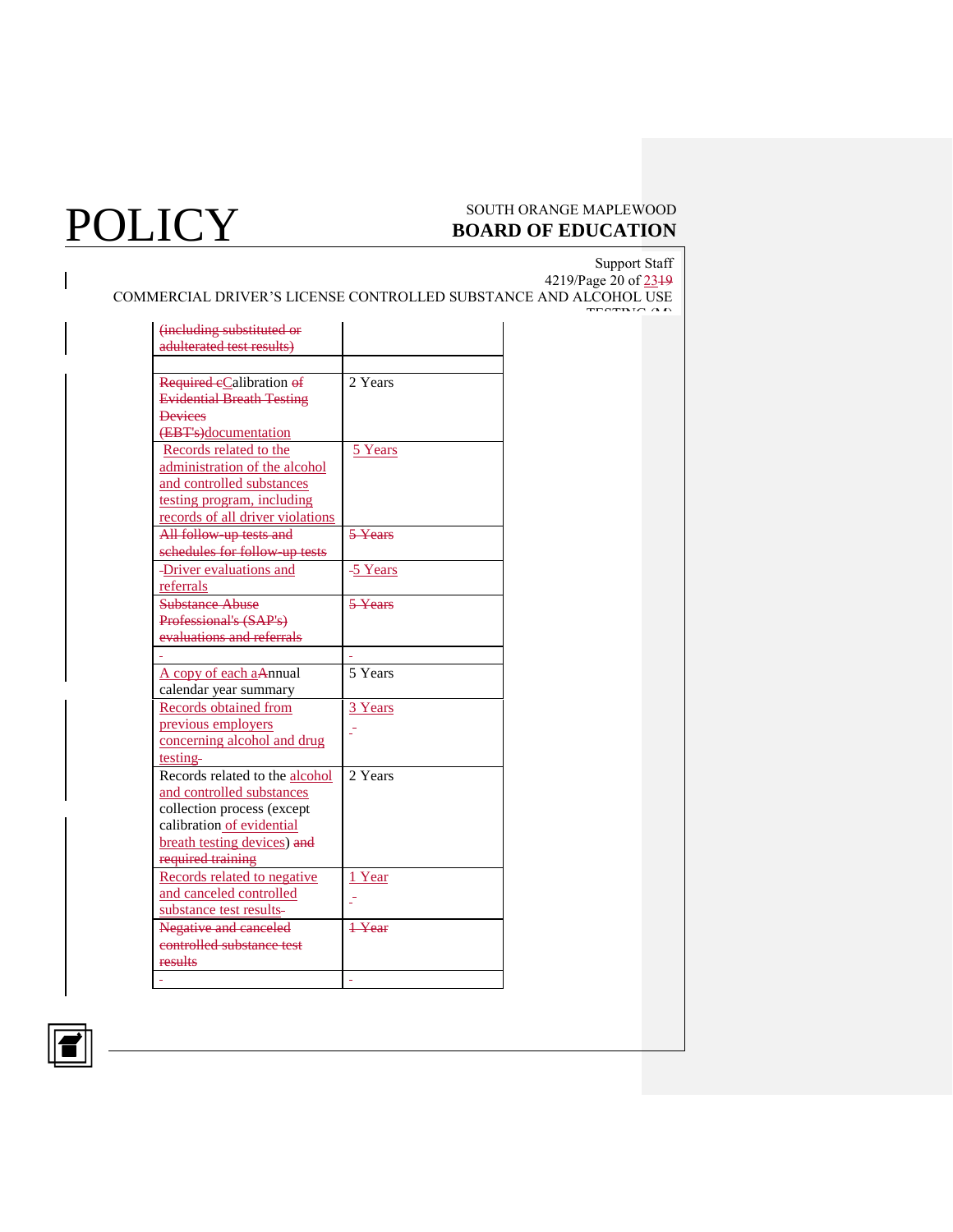| | |
|---|---|
| ~~(including substituted or adulterated test results)~~ | |
| | |
| ~~Required c~~Calibration ~~of Evidential Breath Testing Devices (EBT's)~~documentation | 2 Years |
| Records related to the administration of the alcohol and controlled substances testing program, including records of all driver violations | 5 Years |
| ~~All follow-up tests and schedules for follow-up tests~~ | ~~5 Years~~ |
| Driver evaluations and referrals | 5 Years |
| ~~Substance Abuse Professional's (SAP's) evaluations and referrals~~ | ~~5 Years~~ |
| | |
| A copy of each ~~a~~Annual calendar year summary | 5 Years |
| Records obtained from previous employers concerning alcohol and drug testing | 3 Years |
| Records related to the alcohol and controlled substances collection process (except calibration of evidential breath testing devices) ~~and required training~~ | 2 Years |
| Records related to negative and canceled controlled substance test results | 1 Year |
| ~~Negative and canceled controlled substance test results~~ | ~~1 Year~~ |
| | |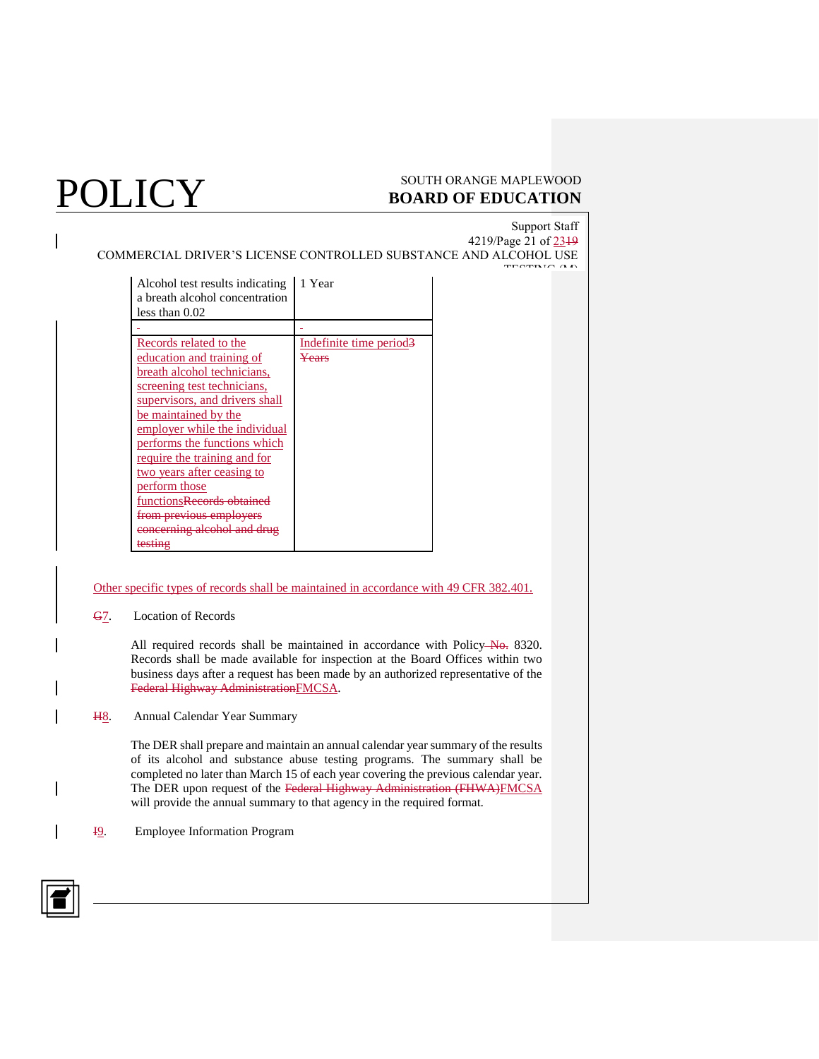| | |
|---|---|
| Alcohol test results indicating a breath alcohol concentration less than 0.02 | 1 Year |
| - | - |
| Records related to the education and training of breath alcohol technicians, screening test technicians, supervisors, and drivers shall be maintained by the employer while the individual performs the functions which require the training and for two years after ceasing to perform those functionsRecords obtained from previous employers concerning alcohol and drug testing | Indefinite time period3 Years |

Other specific types of records shall be maintained in accordance with 49 CFR 382.401.

G7. Location of Records

All required records shall be maintained in accordance with Policy No. 8320. Records shall be made available for inspection at the Board Offices within two business days after a request has been made by an authorized representative of the Federal Highway AdministrationFMCSA.

H8. Annual Calendar Year Summary

The DER shall prepare and maintain an annual calendar year summary of the results of its alcohol and substance abuse testing programs. The summary shall be completed no later than March 15 of each year covering the previous calendar year. The DER upon request of the Federal Highway Administration (FHWA)FMCSA will provide the annual summary to that agency in the required format.

I9. Employee Information Program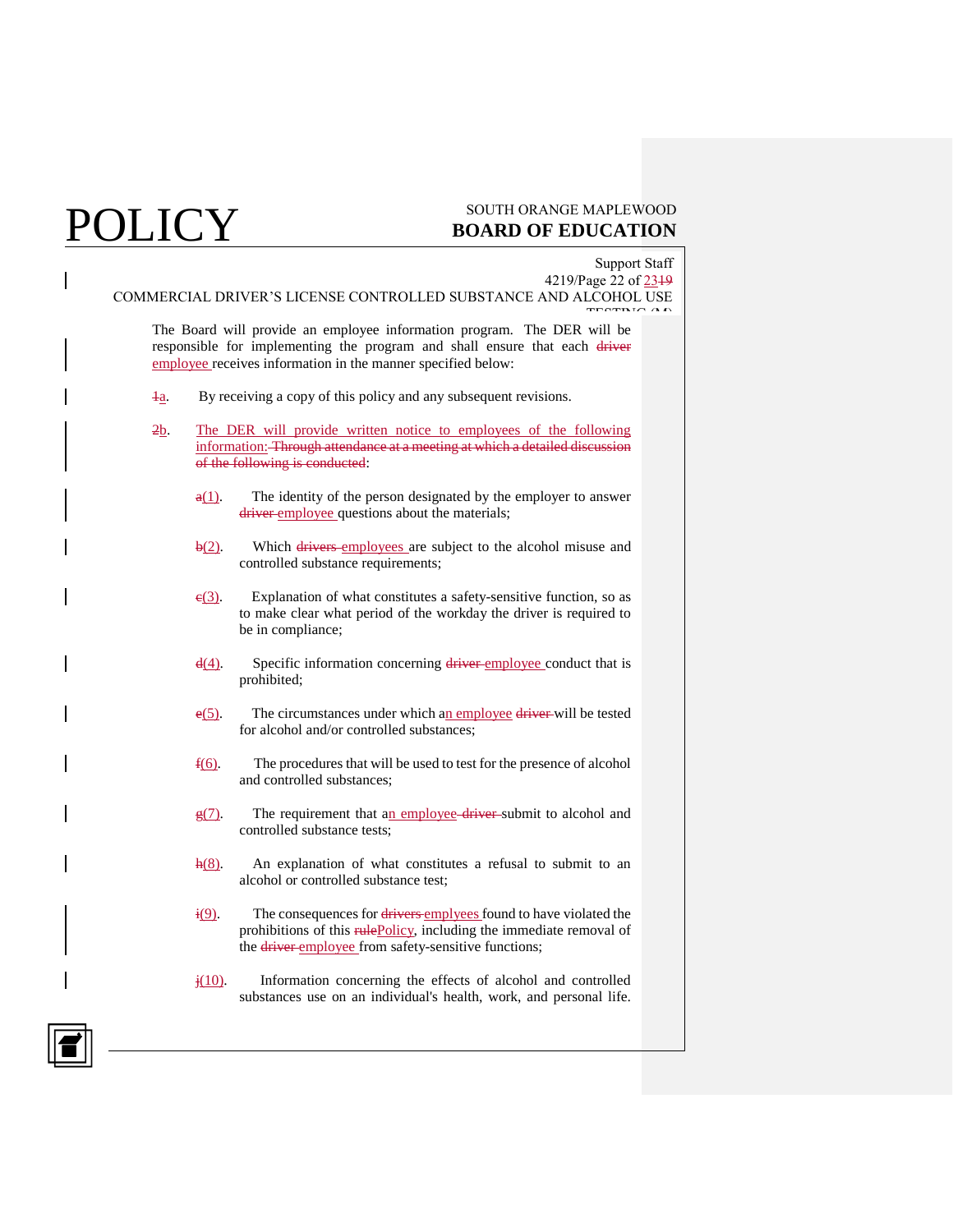The Board will provide an employee information program. The DER will be responsible for implementing the program and shall ensure that each ~~driver~~ employee receives information in the manner specified below:

~~1~~a. By receiving a copy of this policy and any subsequent revisions.

~~2~~b. The DER will provide written notice to employees of the following information: ~~Through attendance at a meeting at which a detailed discussion of the following is conducted~~:

~~a~~(1). The identity of the person designated by the employer to answer ~~driver~~ employee questions about the materials;

~~b~~(2). Which ~~drivers~~ employees are subject to the alcohol misuse and controlled substance requirements;

~~c~~(3). Explanation of what constitutes a safety-sensitive function, so as to make clear what period of the workday the driver is required to be in compliance;

~~d~~(4). Specific information concerning ~~driver~~ employee conduct that is prohibited;

~~e~~(5). The circumstances under which an employee ~~driver~~ will be tested for alcohol and/or controlled substances;

~~f~~(6). The procedures that will be used to test for the presence of alcohol and controlled substances;

~~g~~(7). The requirement that an employee ~~driver~~ submit to alcohol and controlled substance tests;

~~h~~(8). An explanation of what constitutes a refusal to submit to an alcohol or controlled substance test;

~~i~~(9). The consequences for ~~drivers~~ emplyees found to have violated the prohibitions of this ~~rule~~Policy, including the immediate removal of the ~~driver~~ employee from safety-sensitive functions;

~~j~~(10). Information concerning the effects of alcohol and controlled substances use on an individual's health, work, and personal life.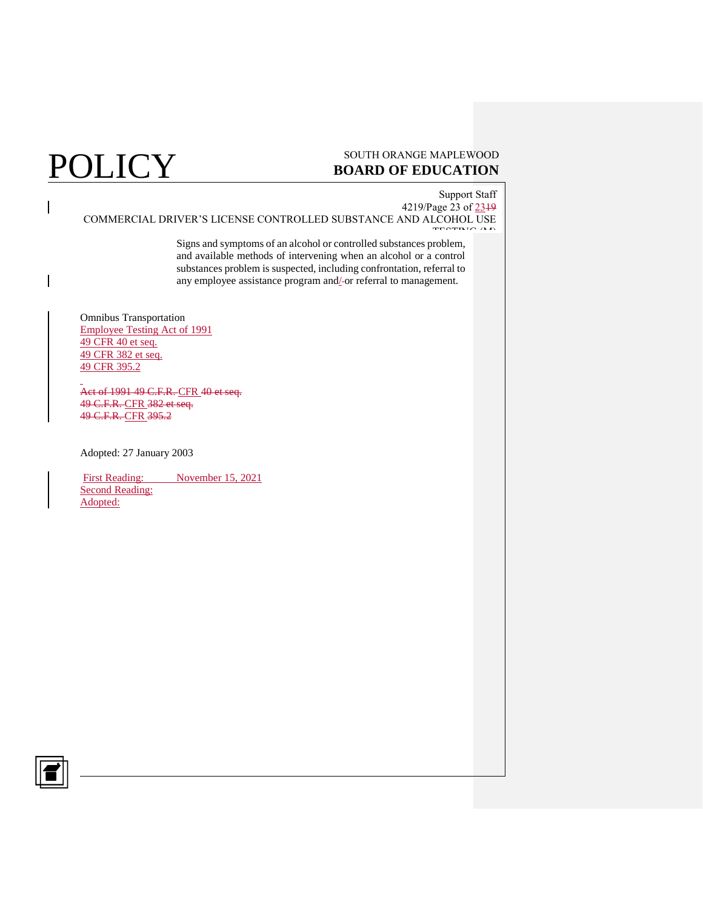Signs and symptoms of an alcohol or controlled substances problem, and available methods of intervening when an alcohol or a control substances problem is suspected, including confrontation, referral to any employee assistance program and/or referral to management.

Omnibus Transportation
Employee Testing Act of 1991
49 CFR 40 et seq.
49 CFR 382 et seq.
49 CFR 395.2

~~Act of 1991 49 C.F.R.~~ CFR ~~40 et seq.~~
~~49 C.F.R.~~ CFR ~~382 et seq.~~
~~49 C.F.R.~~ CFR ~~395.2~~

Adopted: 27 January 2003

First Reading: November 15, 2021
Second Reading:
Adopted: